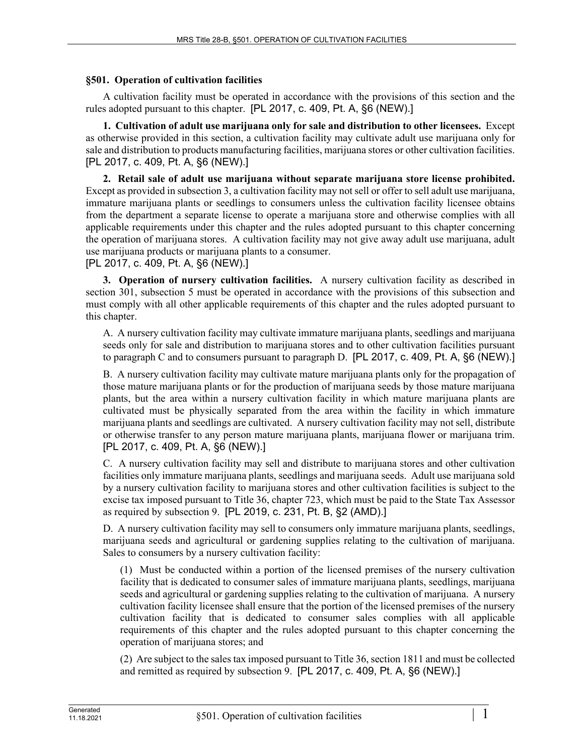### §501. Operation of cultivation facilities

A cultivation facility must be operated in accordance with the provisions of this section and the rules adopted pursuant to this chapter. [PL 2017, c. 409, Pt. A, §6 (NEW).]

**1. Cultivation of adult use marijuana only for sale and distribution to other licensees.** Except as otherwise provided in this section, a cultivation facility may cultivate adult use marijuana only for sale and distribution to products manufacturing facilities, marijuana stores or other cultivation facilities. [PL 2017, c. 409, Pt. A, §6 (NEW).]

**2. Retail sale of adult use marijuana without separate marijuana store license prohibited.** Except as provided in subsection 3, a cultivation facility may not sell or offer to sell adult use marijuana, immature marijuana plants or seedlings to consumers unless the cultivation facility licensee obtains from the department a separate license to operate a marijuana store and otherwise complies with all applicable requirements under this chapter and the rules adopted pursuant to this chapter concerning the operation of marijuana stores. A cultivation facility may not give away adult use marijuana, adult use marijuana products or marijuana plants to a consumer.
[PL 2017, c. 409, Pt. A, §6 (NEW).]

**3. Operation of nursery cultivation facilities.** A nursery cultivation facility as described in section 301, subsection 5 must be operated in accordance with the provisions of this subsection and must comply with all other applicable requirements of this chapter and the rules adopted pursuant to this chapter.

A. A nursery cultivation facility may cultivate immature marijuana plants, seedlings and marijuana seeds only for sale and distribution to marijuana stores and to other cultivation facilities pursuant to paragraph C and to consumers pursuant to paragraph D. [PL 2017, c. 409, Pt. A, §6 (NEW).]

B. A nursery cultivation facility may cultivate mature marijuana plants only for the propagation of those mature marijuana plants or for the production of marijuana seeds by those mature marijuana plants, but the area within a nursery cultivation facility in which mature marijuana plants are cultivated must be physically separated from the area within the facility in which immature marijuana plants and seedlings are cultivated. A nursery cultivation facility may not sell, distribute or otherwise transfer to any person mature marijuana plants, marijuana flower or marijuana trim. [PL 2017, c. 409, Pt. A, §6 (NEW).]

C. A nursery cultivation facility may sell and distribute to marijuana stores and other cultivation facilities only immature marijuana plants, seedlings and marijuana seeds. Adult use marijuana sold by a nursery cultivation facility to marijuana stores and other cultivation facilities is subject to the excise tax imposed pursuant to Title 36, chapter 723, which must be paid to the State Tax Assessor as required by subsection 9. [PL 2019, c. 231, Pt. B, §2 (AMD).]

D. A nursery cultivation facility may sell to consumers only immature marijuana plants, seedlings, marijuana seeds and agricultural or gardening supplies relating to the cultivation of marijuana. Sales to consumers by a nursery cultivation facility:

(1) Must be conducted within a portion of the licensed premises of the nursery cultivation facility that is dedicated to consumer sales of immature marijuana plants, seedlings, marijuana seeds and agricultural or gardening supplies relating to the cultivation of marijuana. A nursery cultivation facility licensee shall ensure that the portion of the licensed premises of the nursery cultivation facility that is dedicated to consumer sales complies with all applicable requirements of this chapter and the rules adopted pursuant to this chapter concerning the operation of marijuana stores; and

(2) Are subject to the sales tax imposed pursuant to Title 36, section 1811 and must be collected and remitted as required by subsection 9. [PL 2017, c. 409, Pt. A, §6 (NEW).]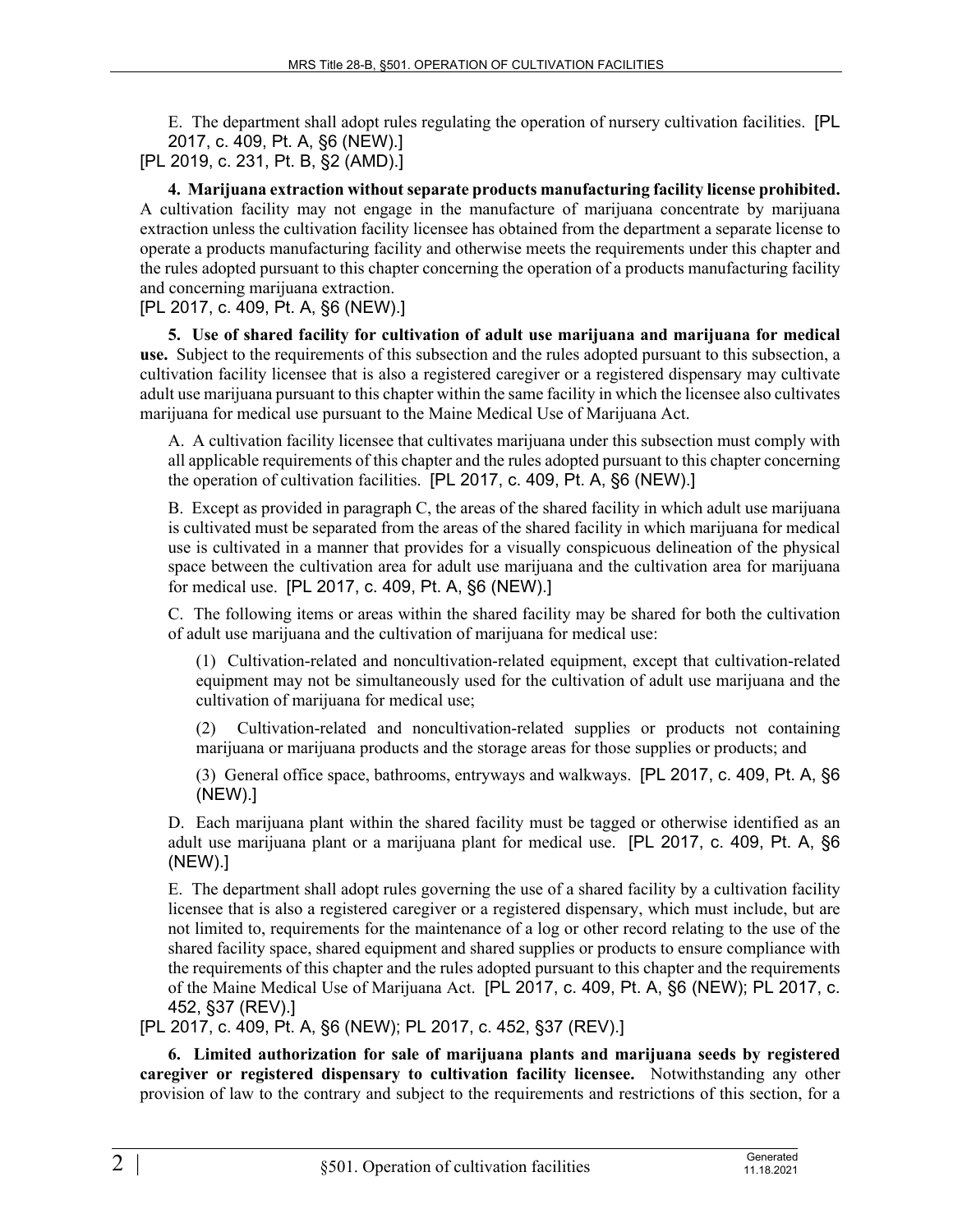E. The department shall adopt rules regulating the operation of nursery cultivation facilities. [PL 2017, c. 409, Pt. A, §6 (NEW).]

[PL 2019, c. 231, Pt. B, §2 (AMD).]

**4. Marijuana extraction without separate products manufacturing facility license prohibited.** A cultivation facility may not engage in the manufacture of marijuana concentrate by marijuana extraction unless the cultivation facility licensee has obtained from the department a separate license to operate a products manufacturing facility and otherwise meets the requirements under this chapter and the rules adopted pursuant to this chapter concerning the operation of a products manufacturing facility and concerning marijuana extraction.

[PL 2017, c. 409, Pt. A, §6 (NEW).]

**5. Use of shared facility for cultivation of adult use marijuana and marijuana for medical use.** Subject to the requirements of this subsection and the rules adopted pursuant to this subsection, a cultivation facility licensee that is also a registered caregiver or a registered dispensary may cultivate adult use marijuana pursuant to this chapter within the same facility in which the licensee also cultivates marijuana for medical use pursuant to the Maine Medical Use of Marijuana Act.

A. A cultivation facility licensee that cultivates marijuana under this subsection must comply with all applicable requirements of this chapter and the rules adopted pursuant to this chapter concerning the operation of cultivation facilities. [PL 2017, c. 409, Pt. A, §6 (NEW).]

B. Except as provided in paragraph C, the areas of the shared facility in which adult use marijuana is cultivated must be separated from the areas of the shared facility in which marijuana for medical use is cultivated in a manner that provides for a visually conspicuous delineation of the physical space between the cultivation area for adult use marijuana and the cultivation area for marijuana for medical use. [PL 2017, c. 409, Pt. A, §6 (NEW).]

C. The following items or areas within the shared facility may be shared for both the cultivation of adult use marijuana and the cultivation of marijuana for medical use:

(1) Cultivation-related and noncultivation-related equipment, except that cultivation-related equipment may not be simultaneously used for the cultivation of adult use marijuana and the cultivation of marijuana for medical use;

(2) Cultivation-related and noncultivation-related supplies or products not containing marijuana or marijuana products and the storage areas for those supplies or products; and

(3) General office space, bathrooms, entryways and walkways. [PL 2017, c. 409, Pt. A, §6 (NEW).]

D. Each marijuana plant within the shared facility must be tagged or otherwise identified as an adult use marijuana plant or a marijuana plant for medical use. [PL 2017, c. 409, Pt. A, §6 (NEW).]

E. The department shall adopt rules governing the use of a shared facility by a cultivation facility licensee that is also a registered caregiver or a registered dispensary, which must include, but are not limited to, requirements for the maintenance of a log or other record relating to the use of the shared facility space, shared equipment and shared supplies or products to ensure compliance with the requirements of this chapter and the rules adopted pursuant to this chapter and the requirements of the Maine Medical Use of Marijuana Act. [PL 2017, c. 409, Pt. A, §6 (NEW); PL 2017, c. 452, §37 (REV).]

[PL 2017, c. 409, Pt. A, §6 (NEW); PL 2017, c. 452, §37 (REV).]

**6. Limited authorization for sale of marijuana plants and marijuana seeds by registered caregiver or registered dispensary to cultivation facility licensee.** Notwithstanding any other provision of law to the contrary and subject to the requirements and restrictions of this section, for a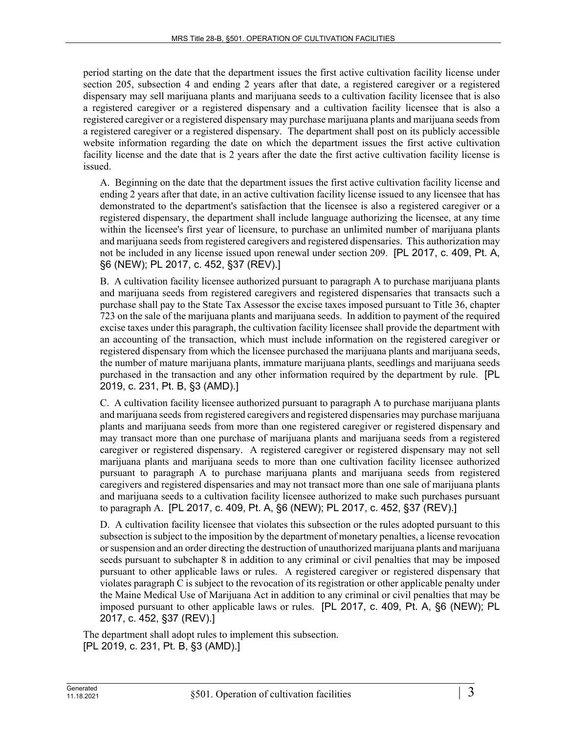period starting on the date that the department issues the first active cultivation facility license under section 205, subsection 4 and ending 2 years after that date, a registered caregiver or a registered dispensary may sell marijuana plants and marijuana seeds to a cultivation facility licensee that is also a registered caregiver or a registered dispensary and a cultivation facility licensee that is also a registered caregiver or a registered dispensary may purchase marijuana plants and marijuana seeds from a registered caregiver or a registered dispensary. The department shall post on its publicly accessible website information regarding the date on which the department issues the first active cultivation facility license and the date that is 2 years after the date the first active cultivation facility license is issued.

A. Beginning on the date that the department issues the first active cultivation facility license and ending 2 years after that date, in an active cultivation facility license issued to any licensee that has demonstrated to the department's satisfaction that the licensee is also a registered caregiver or a registered dispensary, the department shall include language authorizing the licensee, at any time within the licensee's first year of licensure, to purchase an unlimited number of marijuana plants and marijuana seeds from registered caregivers and registered dispensaries. This authorization may not be included in any license issued upon renewal under section 209. [PL 2017, c. 409, Pt. A, §6 (NEW); PL 2017, c. 452, §37 (REV).]

B. A cultivation facility licensee authorized pursuant to paragraph A to purchase marijuana plants and marijuana seeds from registered caregivers and registered dispensaries that transacts such a purchase shall pay to the State Tax Assessor the excise taxes imposed pursuant to Title 36, chapter 723 on the sale of the marijuana plants and marijuana seeds. In addition to payment of the required excise taxes under this paragraph, the cultivation facility licensee shall provide the department with an accounting of the transaction, which must include information on the registered caregiver or registered dispensary from which the licensee purchased the marijuana plants and marijuana seeds, the number of mature marijuana plants, immature marijuana plants, seedlings and marijuana seeds purchased in the transaction and any other information required by the department by rule. [PL 2019, c. 231, Pt. B, §3 (AMD).]

C. A cultivation facility licensee authorized pursuant to paragraph A to purchase marijuana plants and marijuana seeds from registered caregivers and registered dispensaries may purchase marijuana plants and marijuana seeds from more than one registered caregiver or registered dispensary and may transact more than one purchase of marijuana plants and marijuana seeds from a registered caregiver or registered dispensary. A registered caregiver or registered dispensary may not sell marijuana plants and marijuana seeds to more than one cultivation facility licensee authorized pursuant to paragraph A to purchase marijuana plants and marijuana seeds from registered caregivers and registered dispensaries and may not transact more than one sale of marijuana plants and marijuana seeds to a cultivation facility licensee authorized to make such purchases pursuant to paragraph A. [PL 2017, c. 409, Pt. A, §6 (NEW); PL 2017, c. 452, §37 (REV).]

D. A cultivation facility licensee that violates this subsection or the rules adopted pursuant to this subsection is subject to the imposition by the department of monetary penalties, a license revocation or suspension and an order directing the destruction of unauthorized marijuana plants and marijuana seeds pursuant to subchapter 8 in addition to any criminal or civil penalties that may be imposed pursuant to other applicable laws or rules. A registered caregiver or registered dispensary that violates paragraph C is subject to the revocation of its registration or other applicable penalty under the Maine Medical Use of Marijuana Act in addition to any criminal or civil penalties that may be imposed pursuant to other applicable laws or rules. [PL 2017, c. 409, Pt. A, §6 (NEW); PL 2017, c. 452, §37 (REV).]

The department shall adopt rules to implement this subsection.
[PL 2019, c. 231, Pt. B, §3 (AMD).]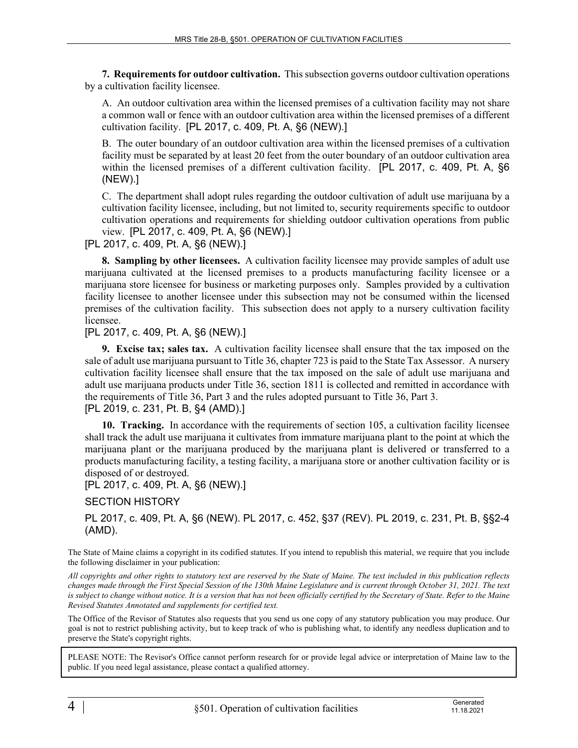**7. Requirements for outdoor cultivation.** This subsection governs outdoor cultivation operations by a cultivation facility licensee.

A. An outdoor cultivation area within the licensed premises of a cultivation facility may not share a common wall or fence with an outdoor cultivation area within the licensed premises of a different cultivation facility. [PL 2017, c. 409, Pt. A, §6 (NEW).]

B. The outer boundary of an outdoor cultivation area within the licensed premises of a cultivation facility must be separated by at least 20 feet from the outer boundary of an outdoor cultivation area within the licensed premises of a different cultivation facility. [PL 2017, c. 409, Pt. A, §6 (NEW).]

C. The department shall adopt rules regarding the outdoor cultivation of adult use marijuana by a cultivation facility licensee, including, but not limited to, security requirements specific to outdoor cultivation operations and requirements for shielding outdoor cultivation operations from public view. [PL 2017, c. 409, Pt. A, §6 (NEW).]

[PL 2017, c. 409, Pt. A, §6 (NEW).]

**8. Sampling by other licensees.** A cultivation facility licensee may provide samples of adult use marijuana cultivated at the licensed premises to a products manufacturing facility licensee or a marijuana store licensee for business or marketing purposes only. Samples provided by a cultivation facility licensee to another licensee under this subsection may not be consumed within the licensed premises of the cultivation facility. This subsection does not apply to a nursery cultivation facility licensee.

[PL 2017, c. 409, Pt. A, §6 (NEW).]

**9. Excise tax; sales tax.** A cultivation facility licensee shall ensure that the tax imposed on the sale of adult use marijuana pursuant to Title 36, chapter 723 is paid to the State Tax Assessor. A nursery cultivation facility licensee shall ensure that the tax imposed on the sale of adult use marijuana and adult use marijuana products under Title 36, section 1811 is collected and remitted in accordance with the requirements of Title 36, Part 3 and the rules adopted pursuant to Title 36, Part 3.

[PL 2019, c. 231, Pt. B, §4 (AMD).]

**10. Tracking.** In accordance with the requirements of section 105, a cultivation facility licensee shall track the adult use marijuana it cultivates from immature marijuana plant to the point at which the marijuana plant or the marijuana produced by the marijuana plant is delivered or transferred to a products manufacturing facility, a testing facility, a marijuana store or another cultivation facility or is disposed of or destroyed.

[PL 2017, c. 409, Pt. A, §6 (NEW).]

SECTION HISTORY

PL 2017, c. 409, Pt. A, §6 (NEW). PL 2017, c. 452, §37 (REV). PL 2019, c. 231, Pt. B, §§2-4 (AMD).

The State of Maine claims a copyright in its codified statutes. If you intend to republish this material, we require that you include the following disclaimer in your publication:

*All copyrights and other rights to statutory text are reserved by the State of Maine. The text included in this publication reflects changes made through the First Special Session of the 130th Maine Legislature and is current through October 31, 2021. The text is subject to change without notice. It is a version that has not been officially certified by the Secretary of State. Refer to the Maine Revised Statutes Annotated and supplements for certified text.*

The Office of the Revisor of Statutes also requests that you send us one copy of any statutory publication you may produce. Our goal is not to restrict publishing activity, but to keep track of who is publishing what, to identify any needless duplication and to preserve the State's copyright rights.

PLEASE NOTE: The Revisor's Office cannot perform research for or provide legal advice or interpretation of Maine law to the public. If you need legal assistance, please contact a qualified attorney.